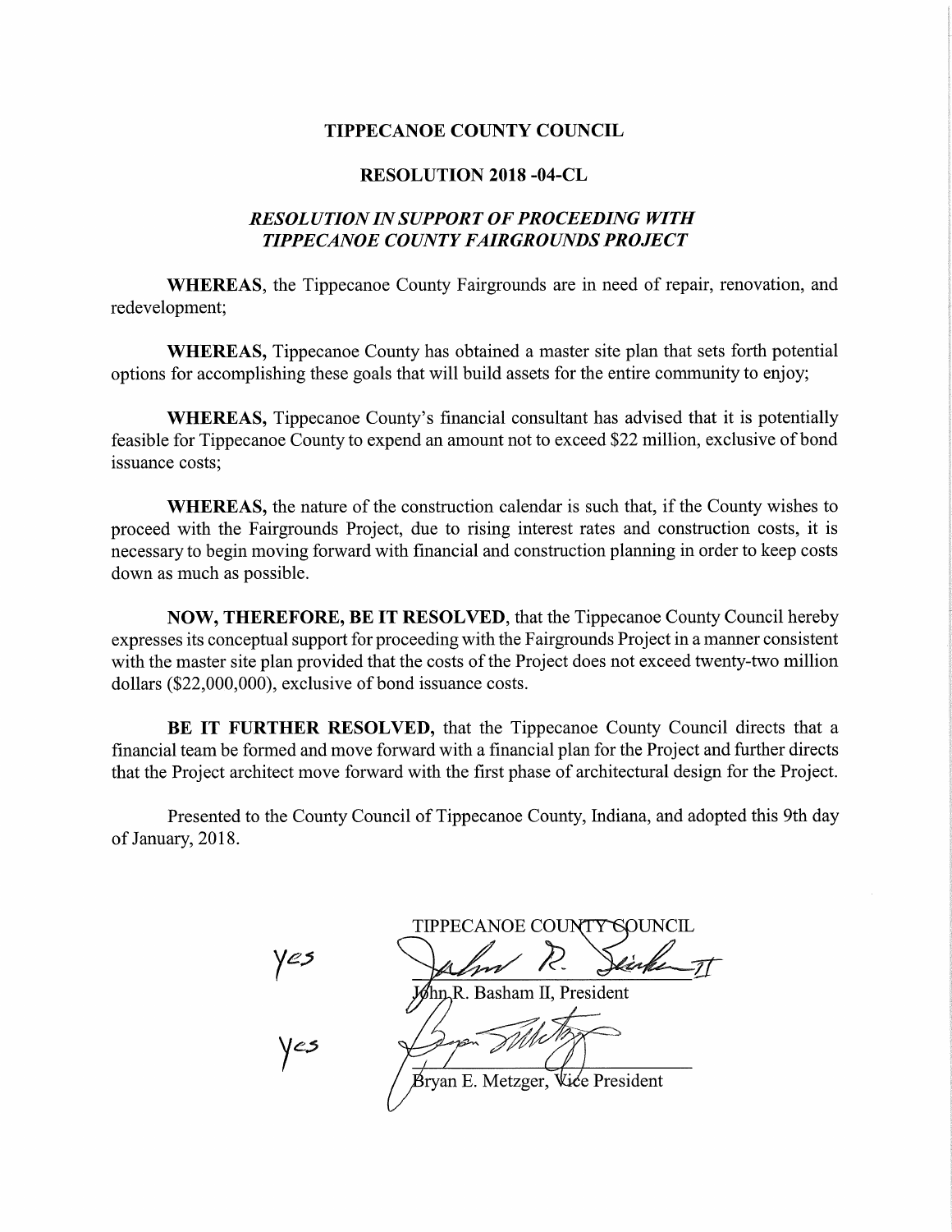# TIPPECANOE COUNTY COUNCIL

## RESOLUTION 2018 -04-CL

### *RESOLUTION IN SUPPORT OF PROCEEDING WITH TIPPECANOE COUNTY FAIRGROUNDS PROJECT*

**WHEREAS**, the Tippecanoe County Fairgrounds are in need of repair, renovation, and redevelopment;

**WHEREAS,** Tippecanoe County has obtained a master site plan that sets forth potential options for accomplishing these goals that will build assets for the entire community to enjoy;

**WHEREAS,** Tippecanoe County's financial consultant has advised that it is potentially feasible for Tippecanoe County to expend an amount not to exceed $22 million, exclusive of bond issuance costs;

**WHEREAS,** the nature of the construction calendar is such that, if the County wishes to proceed with the Fairgrounds Project, due to rising interest rates and construction costs, it is necessary to begin moving forward with financial and construction planning in order to keep costs down as much as possible.

**NOW, THEREFORE, BE IT RESOLVED**, that the Tippecanoe County Council hereby expresses its conceptual support for proceeding with the Fairgrounds Project in a manner consistent with the master site plan provided that the costs of the Project does not exceed twenty-two million dollars ($22,000,000), exclusive of bond issuance costs.

**BE IT FURTHER RESOLVED**, that the Tippecanoe County Council directs that a financial team be formed and move forward with a financial plan for the Project and further directs that the Project architect move forward with the first phase of architectural design for the Project.

Presented to the County Council of Tippecanoe County, Indiana, and adopted this 9th day of January, 2018.

TIPPECANOE COUNTY COUNCIL

yes

John R. Basham II, President

yes

Bryan E. Metzger, Vice President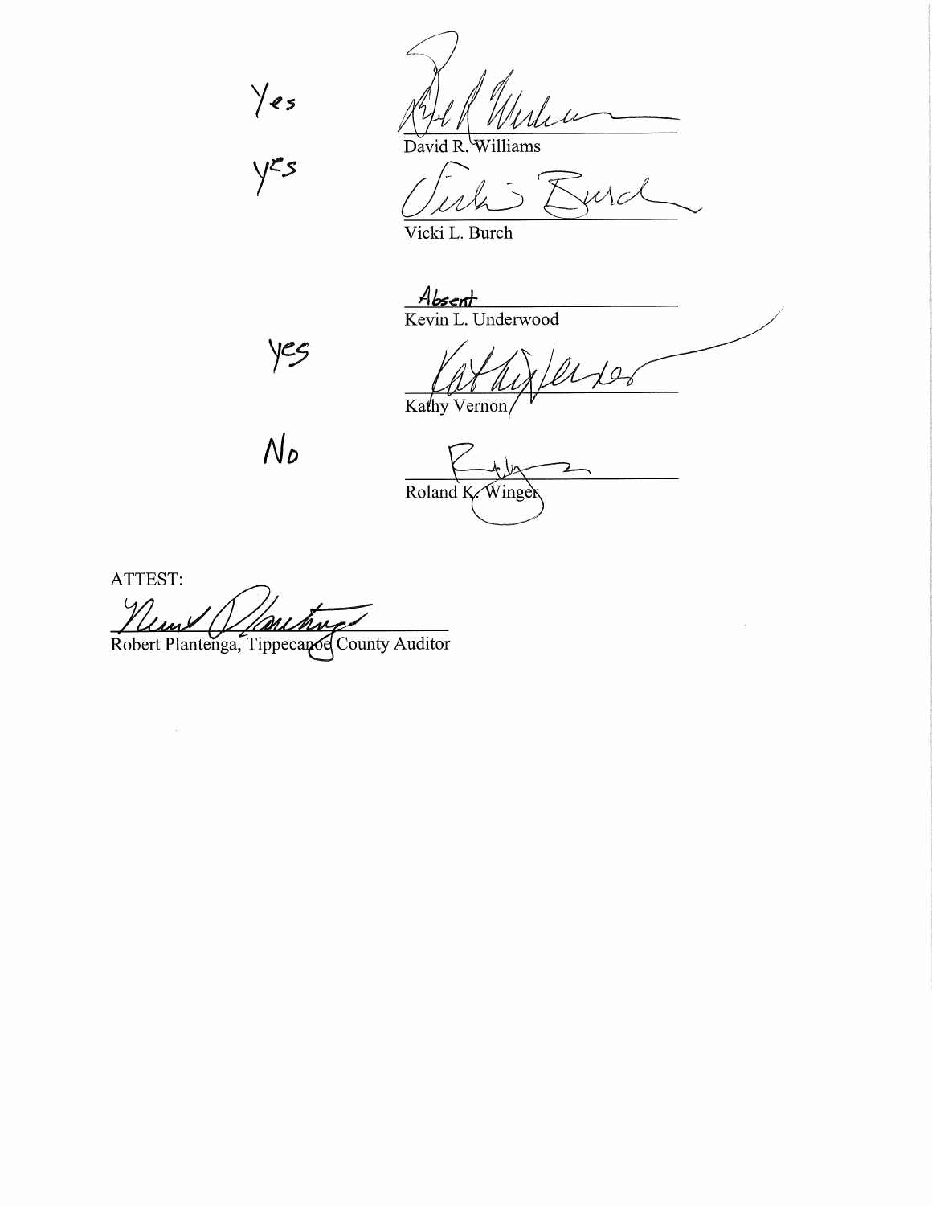Yes

David R. Williams

yes

Vicki L. Burch

Absent
Kevin L. Underwood

yes

Kathy Vernon

No

Roland K. Winger

ATTEST:

Robert Plantenga, Tippecanoe County Auditor